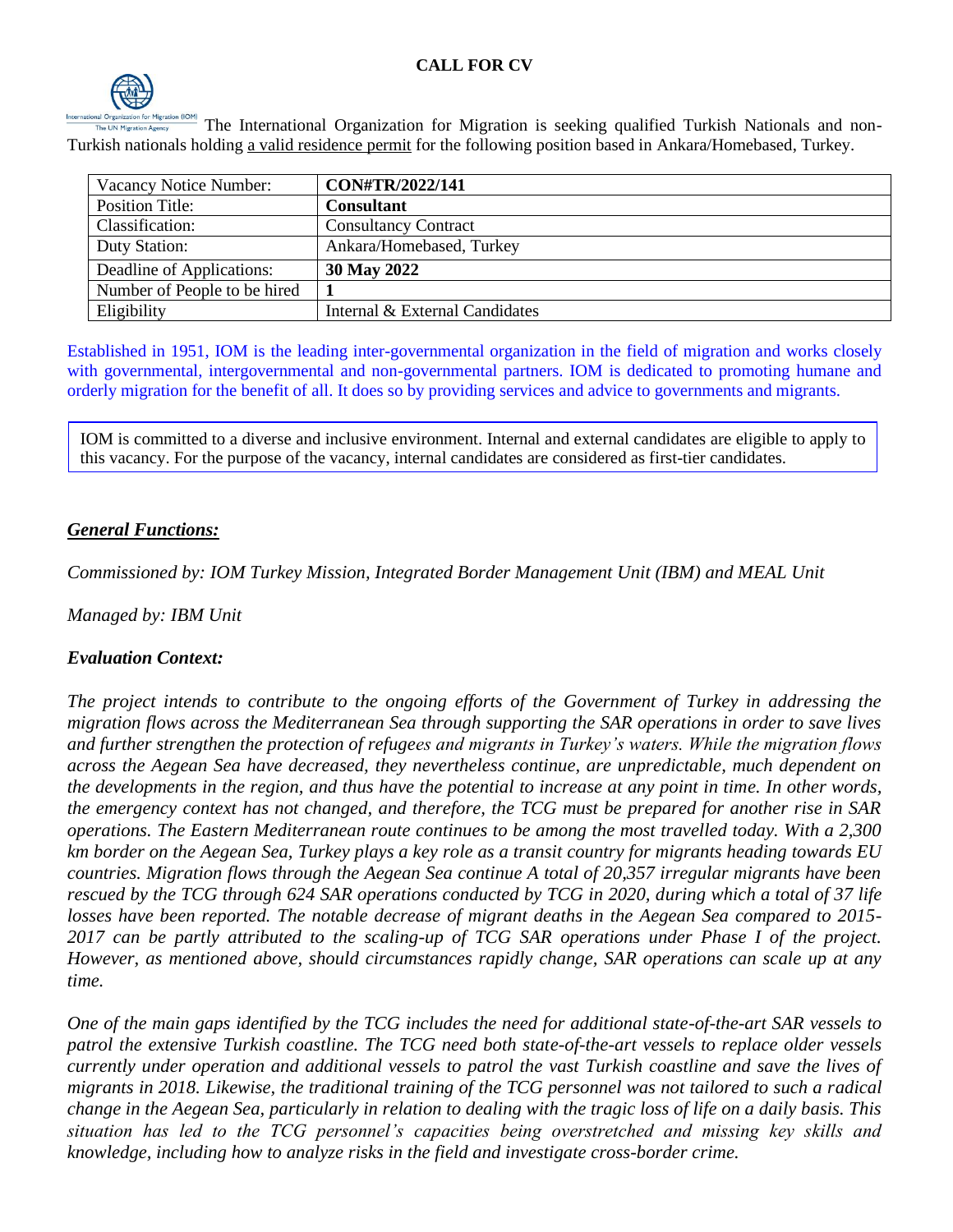**CALL FOR CV**

The International Organization for Migration is seeking qualified Turkish Nationals and non-Turkish nationals holding a valid residence permit for the following position based in Ankara/Homebased, Turkey.

| Vacancy Notice Number: | **CON#TR/2022/141** |
|---|---|
| Position Title: | **Consultant** |
| Classification: | Consultancy Contract |
| Duty Station: | Ankara/Homebased, Turkey |
| Deadline of Applications: | **30 May 2022** |
| Number of People to be hired | **1** |
| Eligibility | Internal & External Candidates |

Established in 1951, IOM is the leading inter-governmental organization in the field of migration and works closely with governmental, intergovernmental and non-governmental partners. IOM is dedicated to promoting humane and orderly migration for the benefit of all. It does so by providing services and advice to governments and migrants.

IOM is committed to a diverse and inclusive environment. Internal and external candidates are eligible to apply to this vacancy. For the purpose of the vacancy, internal candidates are considered as first-tier candidates.

## ***General Functions:***

*Commissioned by: IOM Turkey Mission, Integrated Border Management Unit (IBM) and MEAL Unit*

*Managed by: IBM Unit*

### *Evaluation Context:*

*The project intends to contribute to the ongoing efforts of the Government of Turkey in addressing the migration flows across the Mediterranean Sea through supporting the SAR operations in order to save lives and further strengthen the protection of refugees and migrants in Turkey's waters. While the migration flows across the Aegean Sea have decreased, they nevertheless continue, are unpredictable, much dependent on the developments in the region, and thus have the potential to increase at any point in time. In other words, the emergency context has not changed, and therefore, the TCG must be prepared for another rise in SAR operations. The Eastern Mediterranean route continues to be among the most travelled today. With a 2,300 km border on the Aegean Sea, Turkey plays a key role as a transit country for migrants heading towards EU countries. Migration flows through the Aegean Sea continue A total of 20,357 irregular migrants have been rescued by the TCG through 624 SAR operations conducted by TCG in 2020, during which a total of 37 life losses have been reported. The notable decrease of migrant deaths in the Aegean Sea compared to 2015-2017 can be partly attributed to the scaling-up of TCG SAR operations under Phase I of the project. However, as mentioned above, should circumstances rapidly change, SAR operations can scale up at any time.*

*One of the main gaps identified by the TCG includes the need for additional state-of-the-art SAR vessels to patrol the extensive Turkish coastline. The TCG need both state-of-the-art vessels to replace older vessels currently under operation and additional vessels to patrol the vast Turkish coastline and save the lives of migrants in 2018. Likewise, the traditional training of the TCG personnel was not tailored to such a radical change in the Aegean Sea, particularly in relation to dealing with the tragic loss of life on a daily basis. This situation has led to the TCG personnel's capacities being overstretched and missing key skills and knowledge, including how to analyze risks in the field and investigate cross-border crime.*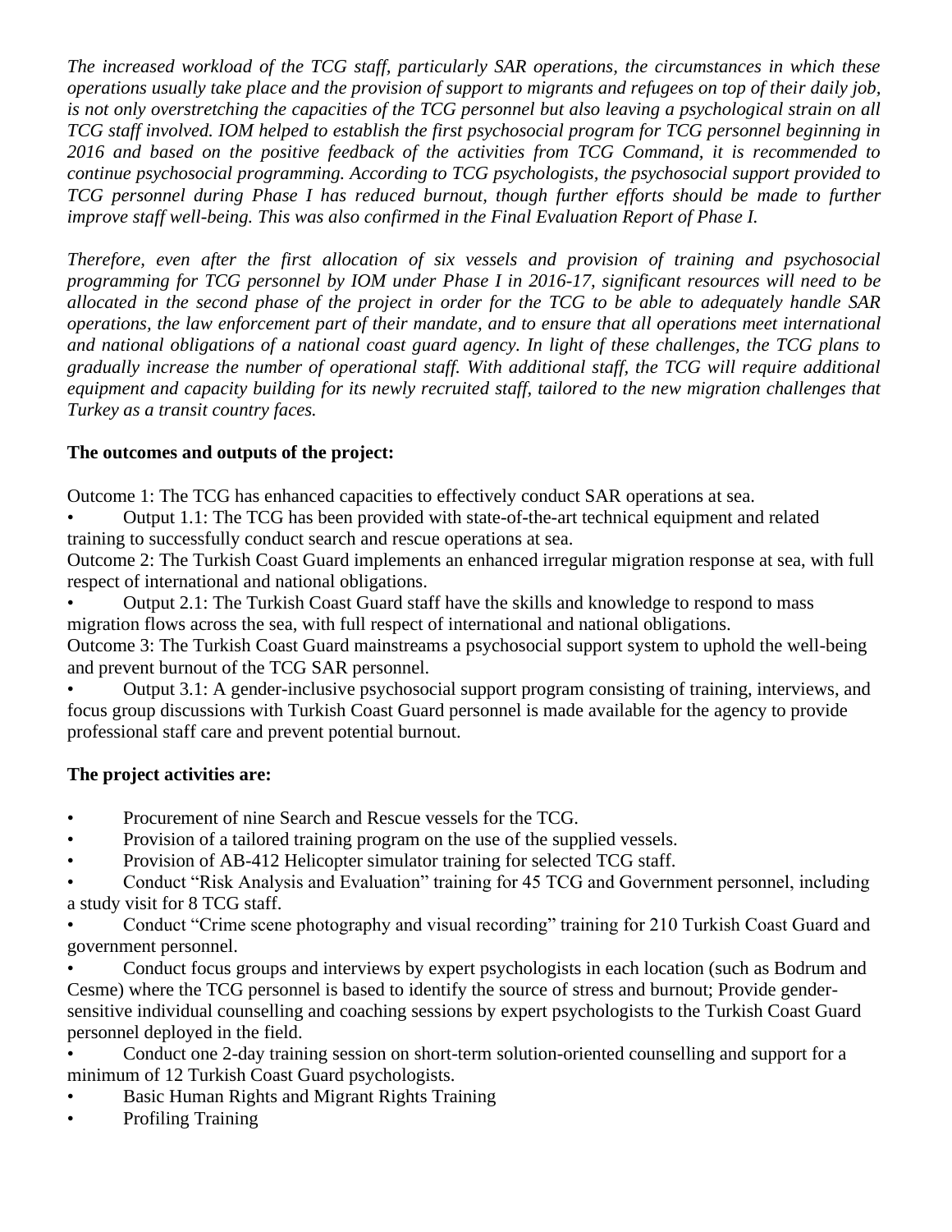*The increased workload of the TCG staff, particularly SAR operations, the circumstances in which these operations usually take place and the provision of support to migrants and refugees on top of their daily job, is not only overstretching the capacities of the TCG personnel but also leaving a psychological strain on all TCG staff involved. IOM helped to establish the first psychosocial program for TCG personnel beginning in 2016 and based on the positive feedback of the activities from TCG Command, it is recommended to continue psychosocial programming. According to TCG psychologists, the psychosocial support provided to TCG personnel during Phase I has reduced burnout, though further efforts should be made to further improve staff well-being. This was also confirmed in the Final Evaluation Report of Phase I.*

*Therefore, even after the first allocation of six vessels and provision of training and psychosocial programming for TCG personnel by IOM under Phase I in 2016-17, significant resources will need to be allocated in the second phase of the project in order for the TCG to be able to adequately handle SAR operations, the law enforcement part of their mandate, and to ensure that all operations meet international and national obligations of a national coast guard agency. In light of these challenges, the TCG plans to gradually increase the number of operational staff. With additional staff, the TCG will require additional equipment and capacity building for its newly recruited staff, tailored to the new migration challenges that Turkey as a transit country faces.*

**The outcomes and outputs of the project:**

Outcome 1: The TCG has enhanced capacities to effectively conduct SAR operations at sea.

- Output 1.1: The TCG has been provided with state-of-the-art technical equipment and related training to successfully conduct search and rescue operations at sea.

Outcome 2: The Turkish Coast Guard implements an enhanced irregular migration response at sea, with full respect of international and national obligations.

- Output 2.1: The Turkish Coast Guard staff have the skills and knowledge to respond to mass migration flows across the sea, with full respect of international and national obligations.

Outcome 3: The Turkish Coast Guard mainstreams a psychosocial support system to uphold the well-being and prevent burnout of the TCG SAR personnel.

- Output 3.1: A gender-inclusive psychosocial support program consisting of training, interviews, and focus group discussions with Turkish Coast Guard personnel is made available for the agency to provide professional staff care and prevent potential burnout.

**The project activities are:**

- Procurement of nine Search and Rescue vessels for the TCG.
- Provision of a tailored training program on the use of the supplied vessels.
- Provision of AB-412 Helicopter simulator training for selected TCG staff.
- Conduct "Risk Analysis and Evaluation" training for 45 TCG and Government personnel, including a study visit for 8 TCG staff.
- Conduct "Crime scene photography and visual recording" training for 210 Turkish Coast Guard and government personnel.
- Conduct focus groups and interviews by expert psychologists in each location (such as Bodrum and Cesme) where the TCG personnel is based to identify the source of stress and burnout; Provide gender-sensitive individual counselling and coaching sessions by expert psychologists to the Turkish Coast Guard personnel deployed in the field.
- Conduct one 2-day training session on short-term solution-oriented counselling and support for a minimum of 12 Turkish Coast Guard psychologists.
- Basic Human Rights and Migrant Rights Training
- Profiling Training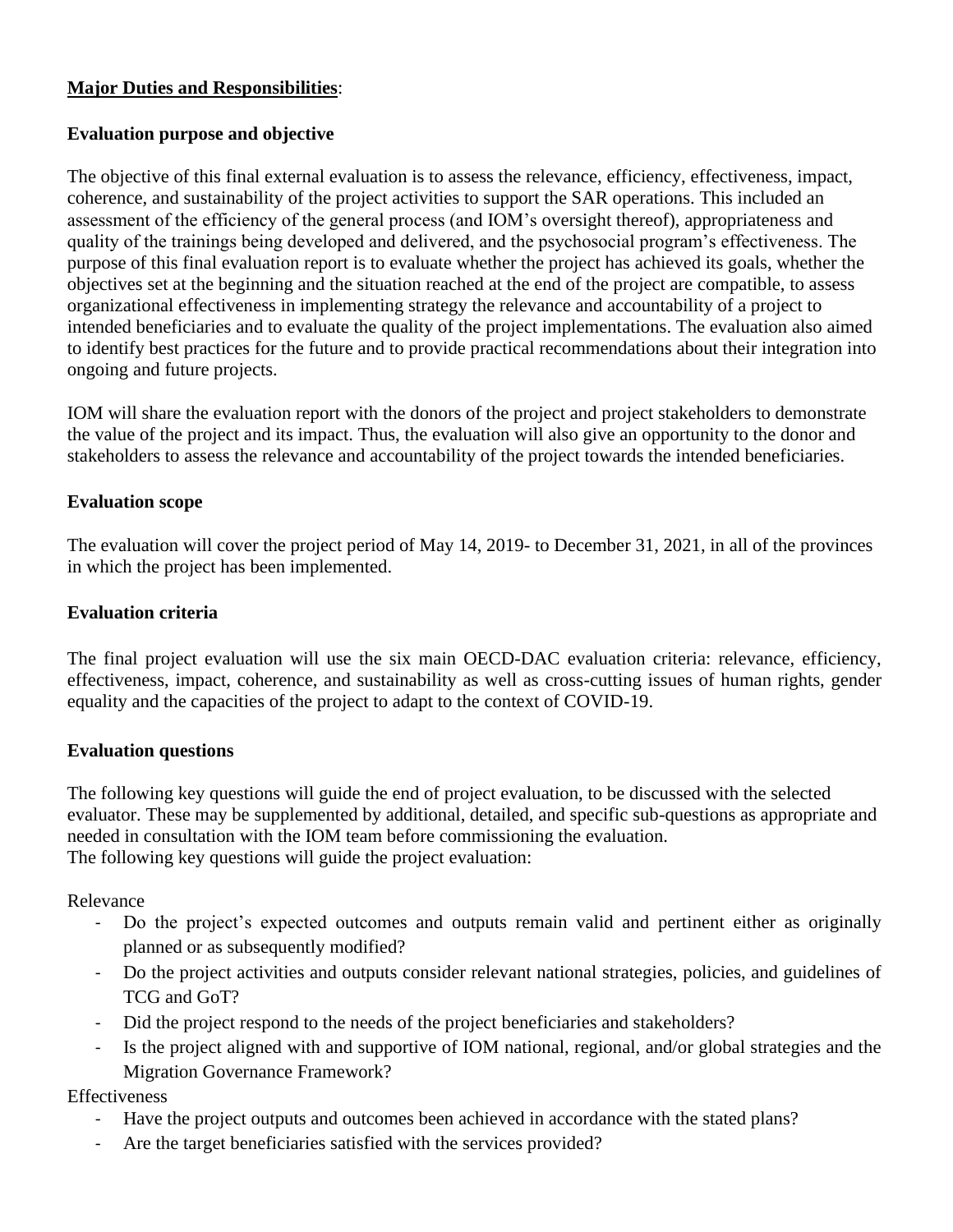**Major Duties and Responsibilities**:

**Evaluation purpose and objective**

The objective of this final external evaluation is to assess the relevance, efficiency, effectiveness, impact, coherence, and sustainability of the project activities to support the SAR operations. This included an assessment of the efficiency of the general process (and IOM's oversight thereof), appropriateness and quality of the trainings being developed and delivered, and the psychosocial program's effectiveness. The purpose of this final evaluation report is to evaluate whether the project has achieved its goals, whether the objectives set at the beginning and the situation reached at the end of the project are compatible, to assess organizational effectiveness in implementing strategy the relevance and accountability of a project to intended beneficiaries and to evaluate the quality of the project implementations. The evaluation also aimed to identify best practices for the future and to provide practical recommendations about their integration into ongoing and future projects.

IOM will share the evaluation report with the donors of the project and project stakeholders to demonstrate the value of the project and its impact. Thus, the evaluation will also give an opportunity to the donor and stakeholders to assess the relevance and accountability of the project towards the intended beneficiaries.

**Evaluation scope**

The evaluation will cover the project period of May 14, 2019- to December 31, 2021, in all of the provinces in which the project has been implemented.

**Evaluation criteria**

The final project evaluation will use the six main OECD-DAC evaluation criteria: relevance, efficiency, effectiveness, impact, coherence, and sustainability as well as cross-cutting issues of human rights, gender equality and the capacities of the project to adapt to the context of COVID-19.

**Evaluation questions**

The following key questions will guide the end of project evaluation, to be discussed with the selected evaluator. These may be supplemented by additional, detailed, and specific sub-questions as appropriate and needed in consultation with the IOM team before commissioning the evaluation.
The following key questions will guide the project evaluation:

Relevance

- Do the project's expected outcomes and outputs remain valid and pertinent either as originally planned or as subsequently modified?
- Do the project activities and outputs consider relevant national strategies, policies, and guidelines of TCG and GoT?
- Did the project respond to the needs of the project beneficiaries and stakeholders?
- Is the project aligned with and supportive of IOM national, regional, and/or global strategies and the Migration Governance Framework?

Effectiveness

- Have the project outputs and outcomes been achieved in accordance with the stated plans?
- Are the target beneficiaries satisfied with the services provided?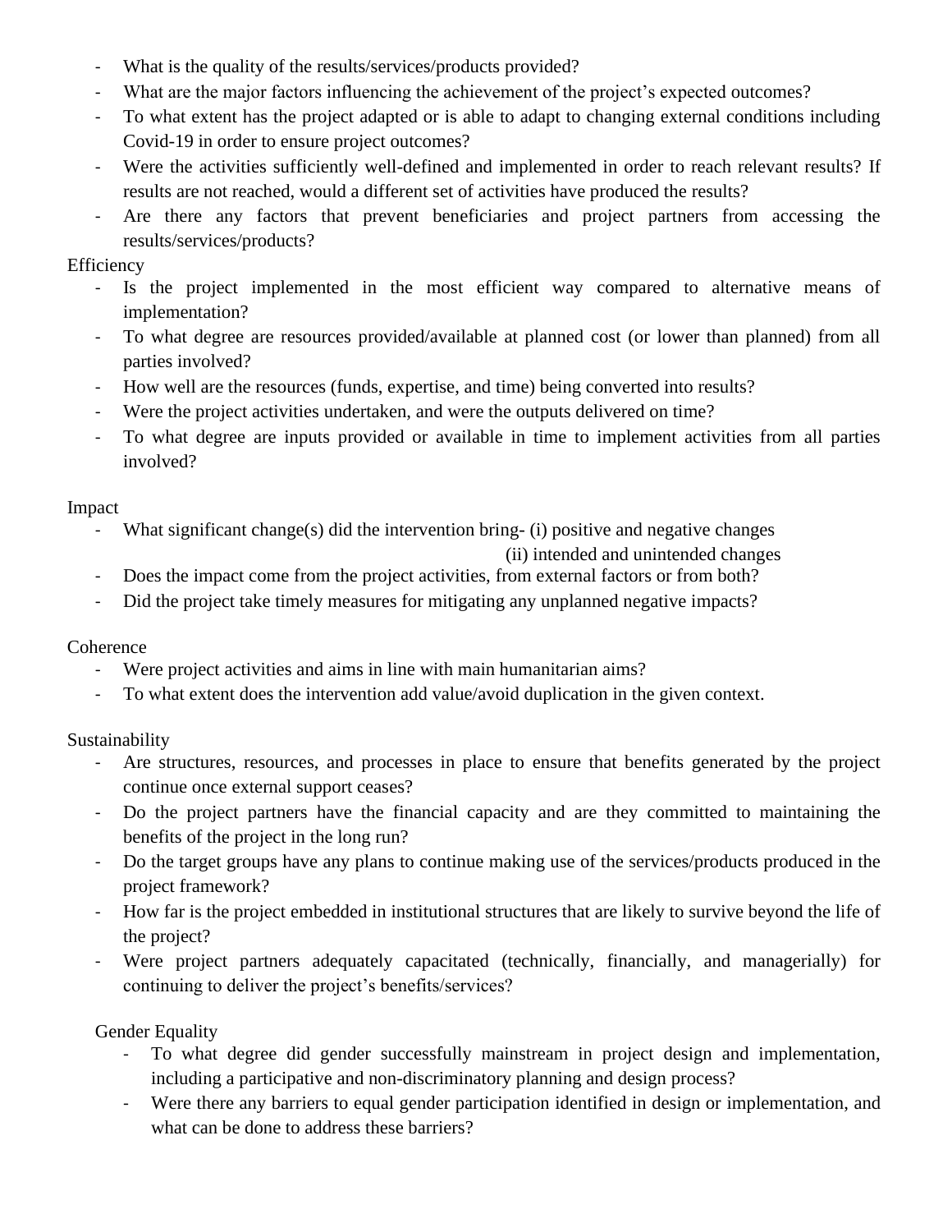- What is the quality of the results/services/products provided?
- What are the major factors influencing the achievement of the project's expected outcomes?
- To what extent has the project adapted or is able to adapt to changing external conditions including Covid-19 in order to ensure project outcomes?
- Were the activities sufficiently well-defined and implemented in order to reach relevant results? If results are not reached, would a different set of activities have produced the results?
- Are there any factors that prevent beneficiaries and project partners from accessing the results/services/products?

Efficiency

- Is the project implemented in the most efficient way compared to alternative means of implementation?
- To what degree are resources provided/available at planned cost (or lower than planned) from all parties involved?
- How well are the resources (funds, expertise, and time) being converted into results?
- Were the project activities undertaken, and were the outputs delivered on time?
- To what degree are inputs provided or available in time to implement activities from all parties involved?

Impact

- What significant change(s) did the intervention bring- (i) positive and negative changes
  (ii) intended and unintended changes
- Does the impact come from the project activities, from external factors or from both?
- Did the project take timely measures for mitigating any unplanned negative impacts?

Coherence

- Were project activities and aims in line with main humanitarian aims?
- To what extent does the intervention add value/avoid duplication in the given context.

Sustainability

- Are structures, resources, and processes in place to ensure that benefits generated by the project continue once external support ceases?
- Do the project partners have the financial capacity and are they committed to maintaining the benefits of the project in the long run?
- Do the target groups have any plans to continue making use of the services/products produced in the project framework?
- How far is the project embedded in institutional structures that are likely to survive beyond the life of the project?
- Were project partners adequately capacitated (technically, financially, and managerially) for continuing to deliver the project's benefits/services?

Gender Equality

- To what degree did gender successfully mainstream in project design and implementation, including a participative and non-discriminatory planning and design process?
- Were there any barriers to equal gender participation identified in design or implementation, and what can be done to address these barriers?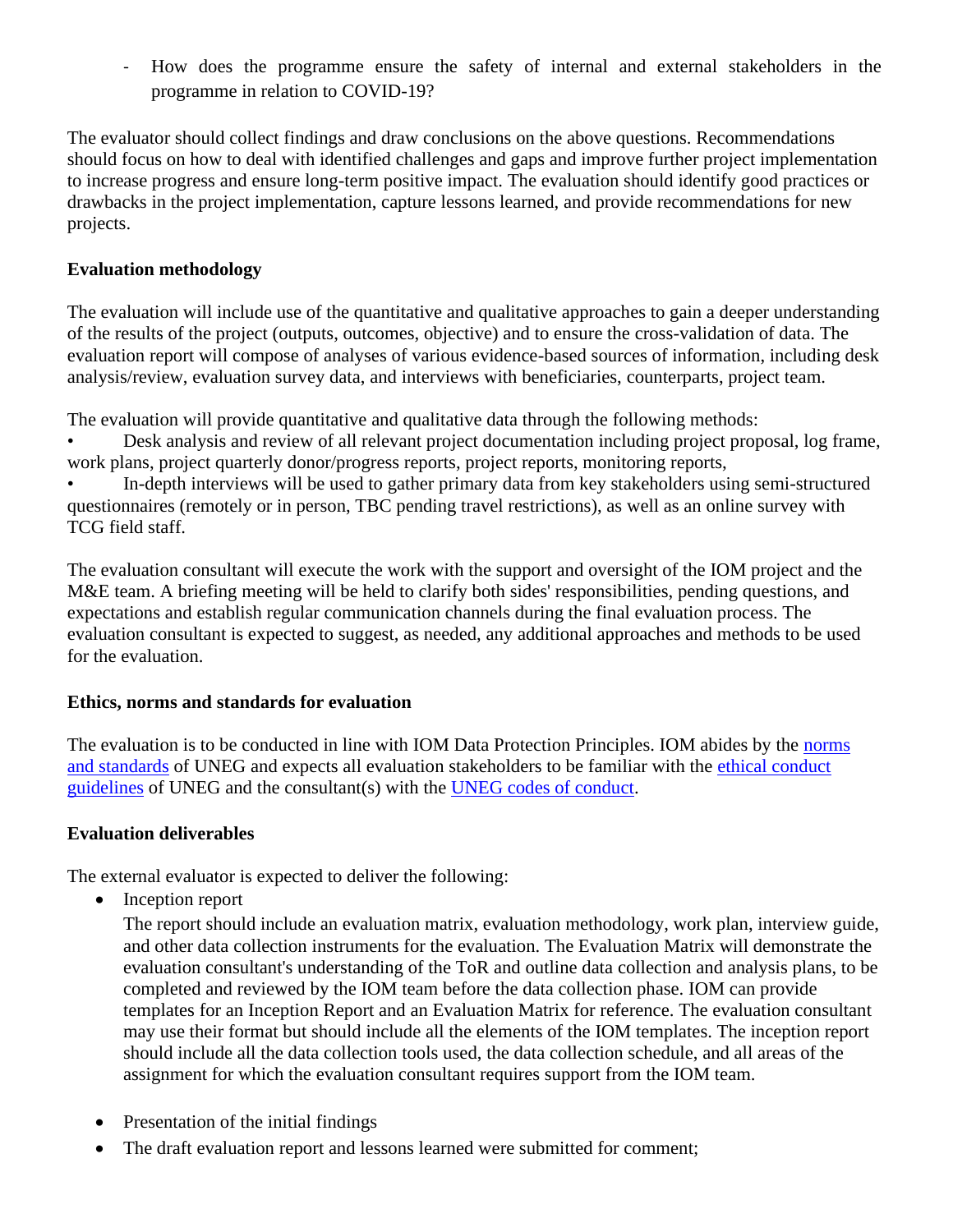- How does the programme ensure the safety of internal and external stakeholders in the programme in relation to COVID-19?

The evaluator should collect findings and draw conclusions on the above questions. Recommendations should focus on how to deal with identified challenges and gaps and improve further project implementation to increase progress and ensure long-term positive impact. The evaluation should identify good practices or drawbacks in the project implementation, capture lessons learned, and provide recommendations for new projects.

**Evaluation methodology**

The evaluation will include use of the quantitative and qualitative approaches to gain a deeper understanding of the results of the project (outputs, outcomes, objective) and to ensure the cross-validation of data. The evaluation report will compose of analyses of various evidence-based sources of information, including desk analysis/review, evaluation survey data, and interviews with beneficiaries, counterparts, project team.

The evaluation will provide quantitative and qualitative data through the following methods:

- Desk analysis and review of all relevant project documentation including project proposal, log frame, work plans, project quarterly donor/progress reports, project reports, monitoring reports,
- In-depth interviews will be used to gather primary data from key stakeholders using semi-structured questionnaires (remotely or in person, TBC pending travel restrictions), as well as an online survey with TCG field staff.

The evaluation consultant will execute the work with the support and oversight of the IOM project and the M&E team. A briefing meeting will be held to clarify both sides' responsibilities, pending questions, and expectations and establish regular communication channels during the final evaluation process. The evaluation consultant is expected to suggest, as needed, any additional approaches and methods to be used for the evaluation.

**Ethics, norms and standards for evaluation**

The evaluation is to be conducted in line with IOM Data Protection Principles. IOM abides by the norms and standards of UNEG and expects all evaluation stakeholders to be familiar with the ethical conduct guidelines of UNEG and the consultant(s) with the UNEG codes of conduct.

**Evaluation deliverables**

The external evaluator is expected to deliver the following:

- Inception report

  The report should include an evaluation matrix, evaluation methodology, work plan, interview guide, and other data collection instruments for the evaluation. The Evaluation Matrix will demonstrate the evaluation consultant's understanding of the ToR and outline data collection and analysis plans, to be completed and reviewed by the IOM team before the data collection phase. IOM can provide templates for an Inception Report and an Evaluation Matrix for reference. The evaluation consultant may use their format but should include all the elements of the IOM templates. The inception report should include all the data collection tools used, the data collection schedule, and all areas of the assignment for which the evaluation consultant requires support from the IOM team.

- Presentation of the initial findings
- The draft evaluation report and lessons learned were submitted for comment;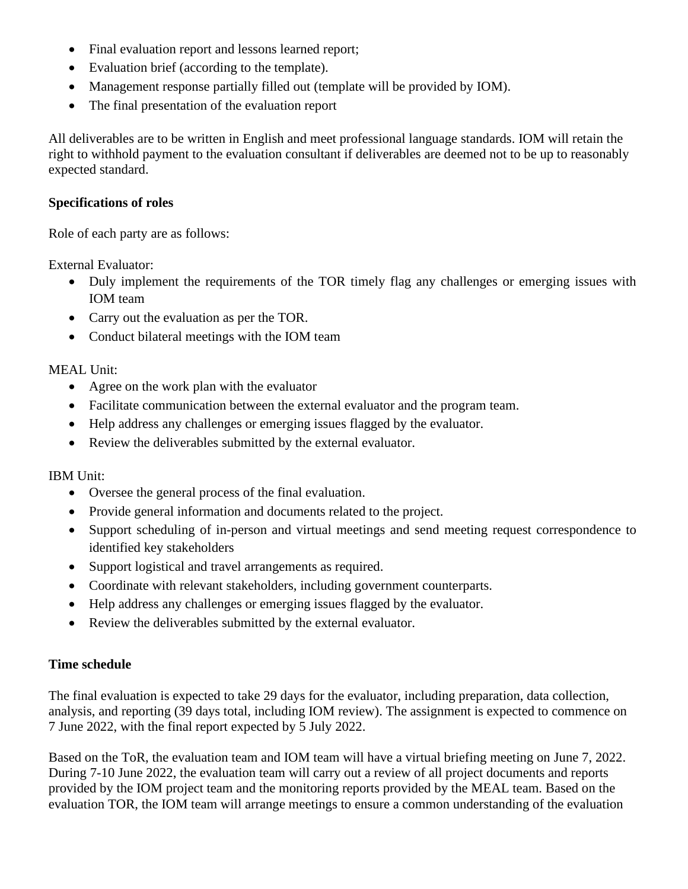- Final evaluation report and lessons learned report;
- Evaluation brief (according to the template).
- Management response partially filled out (template will be provided by IOM).
- The final presentation of the evaluation report

All deliverables are to be written in English and meet professional language standards. IOM will retain the right to withhold payment to the evaluation consultant if deliverables are deemed not to be up to reasonably expected standard.

**Specifications of roles**

Role of each party are as follows:

External Evaluator:

- Duly implement the requirements of the TOR timely flag any challenges or emerging issues with IOM team
- Carry out the evaluation as per the TOR.
- Conduct bilateral meetings with the IOM team

MEAL Unit:

- Agree on the work plan with the evaluator
- Facilitate communication between the external evaluator and the program team.
- Help address any challenges or emerging issues flagged by the evaluator.
- Review the deliverables submitted by the external evaluator.

IBM Unit:

- Oversee the general process of the final evaluation.
- Provide general information and documents related to the project.
- Support scheduling of in-person and virtual meetings and send meeting request correspondence to identified key stakeholders
- Support logistical and travel arrangements as required.
- Coordinate with relevant stakeholders, including government counterparts.
- Help address any challenges or emerging issues flagged by the evaluator.
- Review the deliverables submitted by the external evaluator.

**Time schedule**

The final evaluation is expected to take 29 days for the evaluator, including preparation, data collection, analysis, and reporting (39 days total, including IOM review). The assignment is expected to commence on 7 June 2022, with the final report expected by 5 July 2022.

Based on the ToR, the evaluation team and IOM team will have a virtual briefing meeting on June 7, 2022. During 7-10 June 2022, the evaluation team will carry out a review of all project documents and reports provided by the IOM project team and the monitoring reports provided by the MEAL team. Based on the evaluation TOR, the IOM team will arrange meetings to ensure a common understanding of the evaluation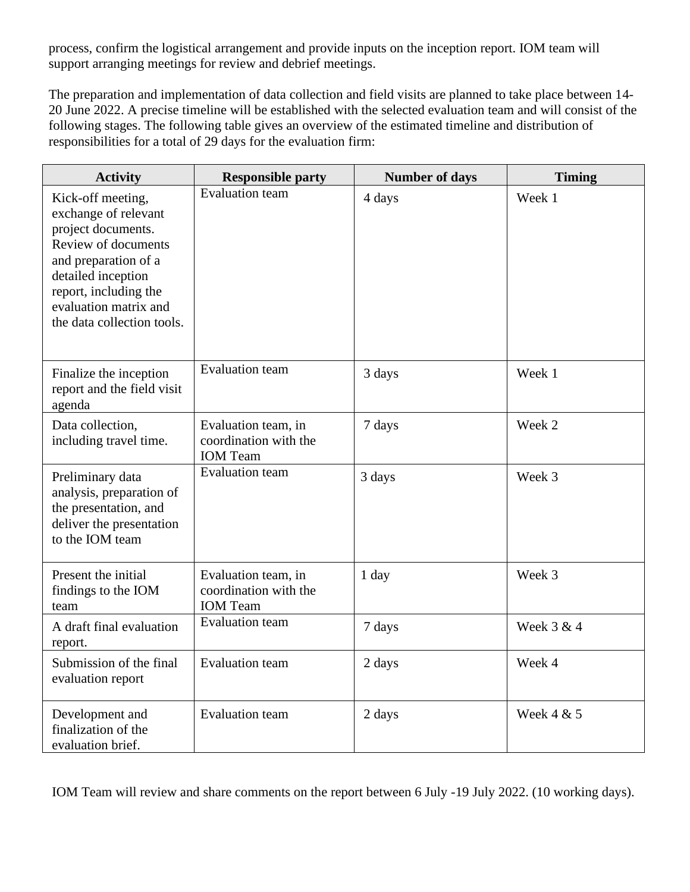process, confirm the logistical arrangement and provide inputs on the inception report. IOM team will support arranging meetings for review and debrief meetings.

The preparation and implementation of data collection and field visits are planned to take place between 14-20 June 2022. A precise timeline will be established with the selected evaluation team and will consist of the following stages. The following table gives an overview of the estimated timeline and distribution of responsibilities for a total of 29 days for the evaluation firm:

| Activity | Responsible party | Number of days | Timing |
|---|---|---|---|
| Kick-off meeting, exchange of relevant project documents. Review of documents and preparation of a detailed inception report, including the evaluation matrix and the data collection tools. | Evaluation team | 4 days | Week 1 |
| Finalize the inception report and the field visit agenda | Evaluation team | 3 days | Week 1 |
| Data collection, including travel time. | Evaluation team, in coordination with the IOM Team | 7 days | Week 2 |
| Preliminary data analysis, preparation of the presentation, and deliver the presentation to the IOM team | Evaluation team | 3 days | Week 3 |
| Present the initial findings to the IOM team | Evaluation team, in coordination with the IOM Team | 1 day | Week 3 |
| A draft final evaluation report. | Evaluation team | 7 days | Week 3 & 4 |
| Submission of the final evaluation report | Evaluation team | 2 days | Week 4 |
| Development and finalization of the evaluation brief. | Evaluation team | 2 days | Week 4 & 5 |

IOM Team will review and share comments on the report between 6 July -19 July 2022. (10 working days).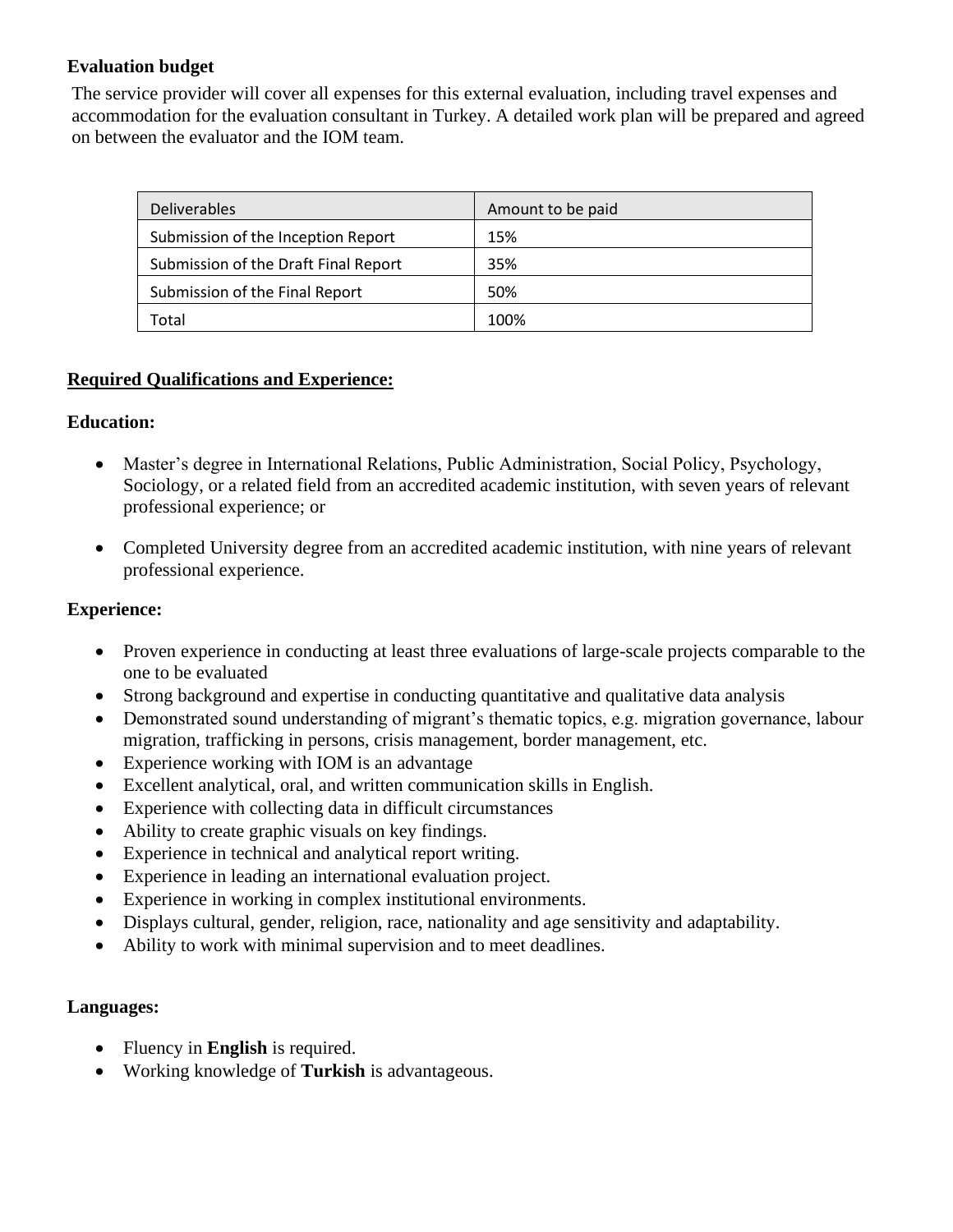**Evaluation budget**

The service provider will cover all expenses for this external evaluation, including travel expenses and accommodation for the evaluation consultant in Turkey. A detailed work plan will be prepared and agreed on between the evaluator and the IOM team.

| Deliverables | Amount to be paid |
|---|---|
| Submission of the Inception Report | 15% |
| Submission of the Draft Final Report | 35% |
| Submission of the Final Report | 50% |
| Total | 100% |

**Required Qualifications and Experience:**

**Education:**

- Master's degree in International Relations, Public Administration, Social Policy, Psychology, Sociology, or a related field from an accredited academic institution, with seven years of relevant professional experience; or
- Completed University degree from an accredited academic institution, with nine years of relevant professional experience.

**Experience:**

- Proven experience in conducting at least three evaluations of large-scale projects comparable to the one to be evaluated
- Strong background and expertise in conducting quantitative and qualitative data analysis
- Demonstrated sound understanding of migrant's thematic topics, e.g. migration governance, labour migration, trafficking in persons, crisis management, border management, etc.
- Experience working with IOM is an advantage
- Excellent analytical, oral, and written communication skills in English.
- Experience with collecting data in difficult circumstances
- Ability to create graphic visuals on key findings.
- Experience in technical and analytical report writing.
- Experience in leading an international evaluation project.
- Experience in working in complex institutional environments.
- Displays cultural, gender, religion, race, nationality and age sensitivity and adaptability.
- Ability to work with minimal supervision and to meet deadlines.

**Languages:**

- Fluency in **English** is required.
- Working knowledge of **Turkish** is advantageous.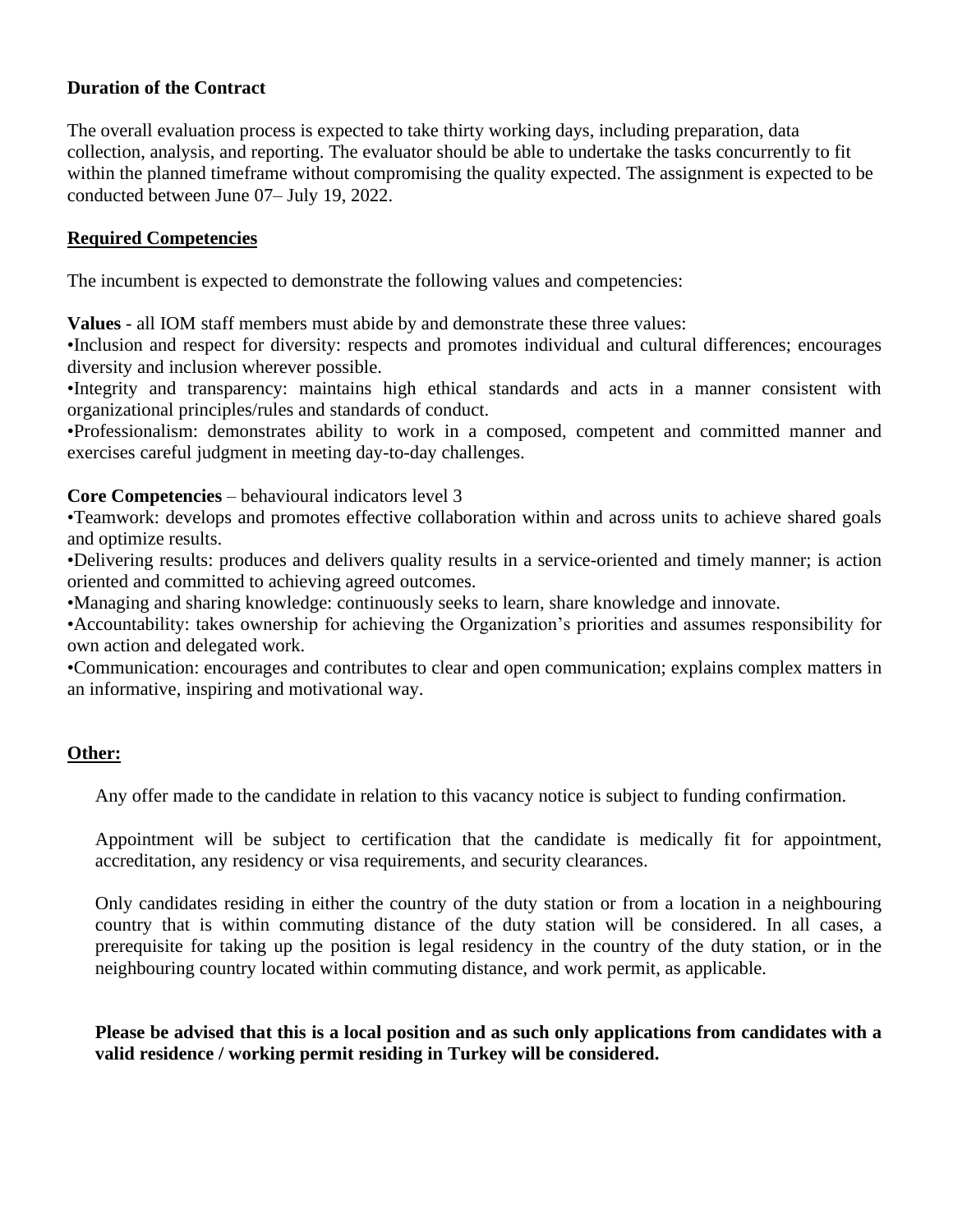**Duration of the Contract**

The overall evaluation process is expected to take thirty working days, including preparation, data collection, analysis, and reporting. The evaluator should be able to undertake the tasks concurrently to fit within the planned timeframe without compromising the quality expected. The assignment is expected to be conducted between June 07– July 19, 2022.

**Required Competencies**

The incumbent is expected to demonstrate the following values and competencies:

**Values** - all IOM staff members must abide by and demonstrate these three values:
•Inclusion and respect for diversity: respects and promotes individual and cultural differences; encourages diversity and inclusion wherever possible.
•Integrity and transparency: maintains high ethical standards and acts in a manner consistent with organizational principles/rules and standards of conduct.
•Professionalism: demonstrates ability to work in a composed, competent and committed manner and exercises careful judgment in meeting day-to-day challenges.

**Core Competencies** – behavioural indicators level 3
•Teamwork: develops and promotes effective collaboration within and across units to achieve shared goals and optimize results.
•Delivering results: produces and delivers quality results in a service-oriented and timely manner; is action oriented and committed to achieving agreed outcomes.
•Managing and sharing knowledge: continuously seeks to learn, share knowledge and innovate.
•Accountability: takes ownership for achieving the Organization's priorities and assumes responsibility for own action and delegated work.
•Communication: encourages and contributes to clear and open communication; explains complex matters in an informative, inspiring and motivational way.

**Other:**

Any offer made to the candidate in relation to this vacancy notice is subject to funding confirmation.

Appointment will be subject to certification that the candidate is medically fit for appointment, accreditation, any residency or visa requirements, and security clearances.

Only candidates residing in either the country of the duty station or from a location in a neighbouring country that is within commuting distance of the duty station will be considered. In all cases, a prerequisite for taking up the position is legal residency in the country of the duty station, or in the neighbouring country located within commuting distance, and work permit, as applicable.

**Please be advised that this is a local position and as such only applications from candidates with a valid residence / working permit residing in Turkey will be considered.**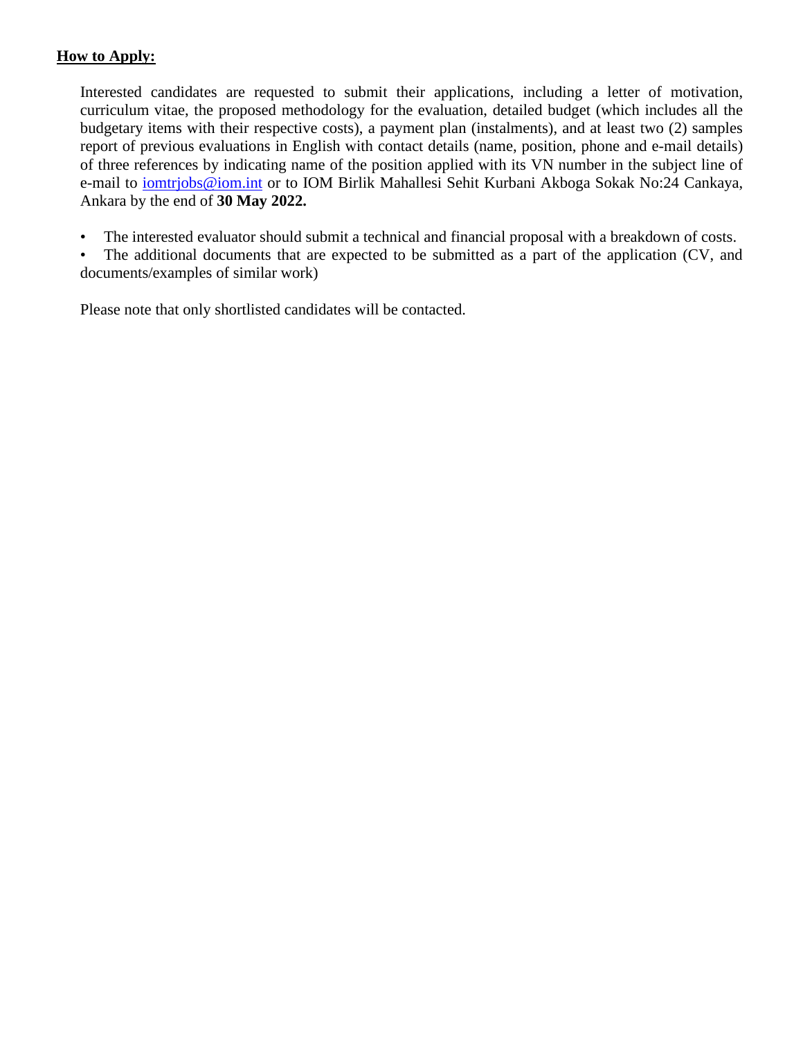**How to Apply:**

Interested candidates are requested to submit their applications, including a letter of motivation, curriculum vitae, the proposed methodology for the evaluation, detailed budget (which includes all the budgetary items with their respective costs), a payment plan (instalments), and at least two (2) samples report of previous evaluations in English with contact details (name, position, phone and e-mail details) of three references by indicating name of the position applied with its VN number in the subject line of e-mail to [iomtrjobs@iom.int](mailto:iomtrjobs@iom.int) or to IOM Birlik Mahallesi Sehit Kurbani Akboga Sokak No:24 Cankaya, Ankara by the end of **30 May 2022.**

- The interested evaluator should submit a technical and financial proposal with a breakdown of costs.
- The additional documents that are expected to be submitted as a part of the application (CV, and documents/examples of similar work)

Please note that only shortlisted candidates will be contacted.